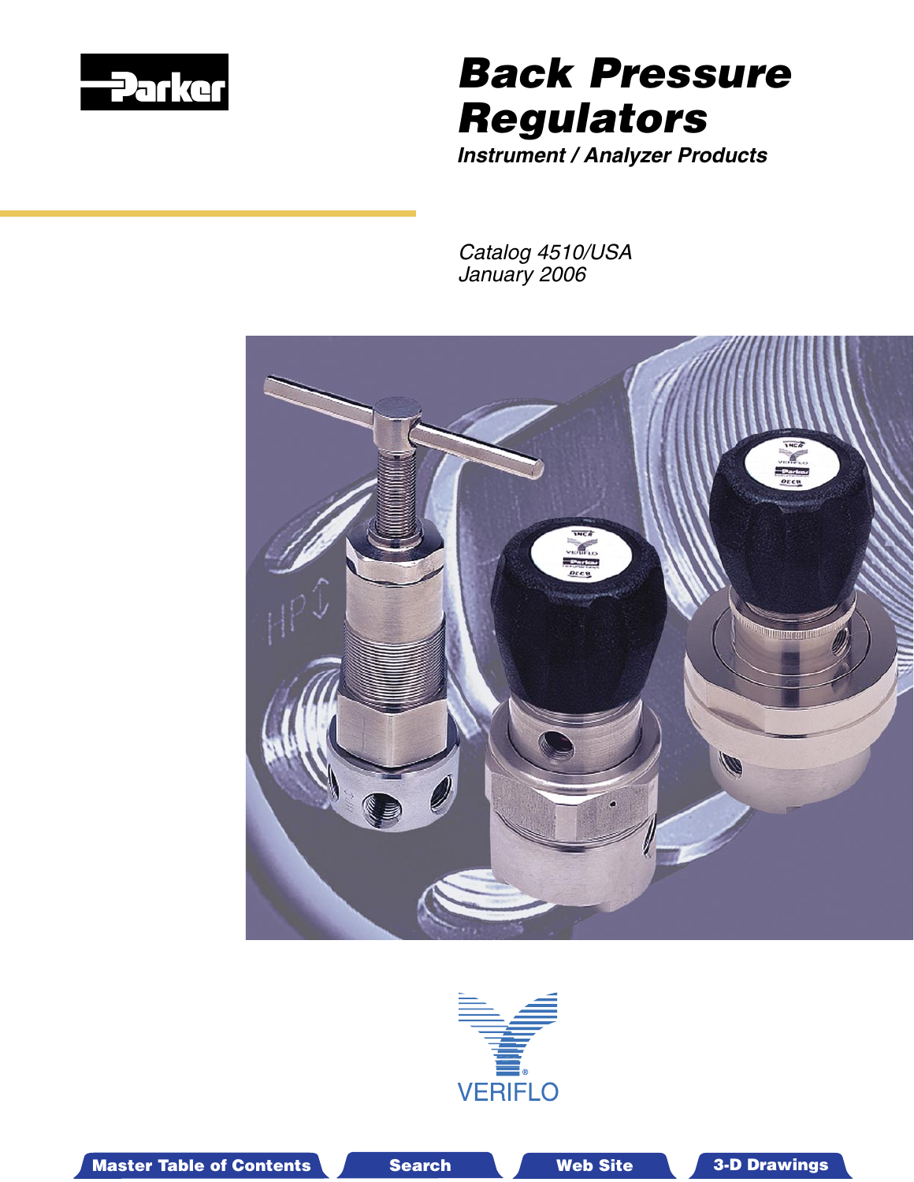Parker

# Back Pressure Regulators

***Instrument / Analyzer Products***

*Catalog 4510/USA*
*January 2006*

VERIFLO

Master Table of Contents | Search | Web Site | 3-D Drawings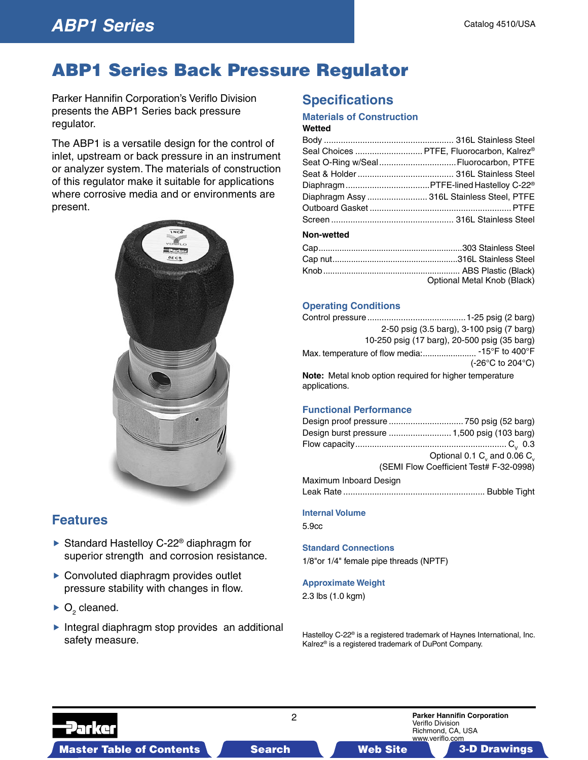# ABP1 Series Back Pressure Regulator

Parker Hannifin Corporation's Veriflo Division presents the ABP1 Series back pressure regulator.

The ABP1 is a versatile design for the control of inlet, upstream or back pressure in an instrument or analyzer system. The materials of construction of this regulator make it suitable for applications where corrosive media and or environments are present.

## Features

- Standard Hastelloy C-22® diaphragm for superior strength and corrosion resistance.
- Convoluted diaphragm provides outlet pressure stability with changes in flow.
- $O_2$ cleaned.
- Integral diaphragm stop provides an additional safety measure.

## Specifications

### Materials of Construction

**Wetted**

| Component | Material |
|---|---|
| Body | 316L Stainless Steel |
| Seal Choices | PTFE, Fluorocarbon, Kalrez® |
| Seat O-Ring w/Seal | Fluorocarbon, PTFE |
| Seat & Holder | 316L Stainless Steel |
| Diaphragm | PTFE-lined Hastelloy C-22® |
| Diaphragm Assy | 316L Stainless Steel, PTFE |
| Outboard Gasket | PTFE |
| Screen | 316L Stainless Steel |

**Non-wetted**

| Component | Material |
|---|---|
| Cap | 303 Stainless Steel |
| Cap nut | 316L Stainless Steel |
| Knob | ABS Plastic (Black)<br>Optional Metal Knob (Black) |

### Operating Conditions

Control pressure ........ 1-25 psig (2 barg)
2-50 psig (3.5 barg), 3-100 psig (7 barg)
10-250 psig (17 barg), 20-500 psig (35 barg)

Max. temperature of flow media: ........ -15°F to 400°F (-26°C to 204°C)

**Note:** Metal knob option required for higher temperature applications.

### Functional Performance

Design proof pressure ........ 750 psig (52 barg)

Design burst pressure ........ 1,500 psig (103 barg)

Flow capacity ........ $C_v$ 0.3
Optional 0.1 $C_v$ and 0.06 $C_v$
(SEMI Flow Coefficient Test# F-32-0998)

Maximum Inboard Design Leak Rate ........ Bubble Tight

### Internal Volume

5.9cc

### Standard Connections

1/8"or 1/4" female pipe threads (NPTF)

### Approximate Weight

2.3 lbs (1.0 kgm)

Hastelloy C-22® is a registered trademark of Haynes International, Inc.
Kalrez® is a registered trademark of DuPont Company.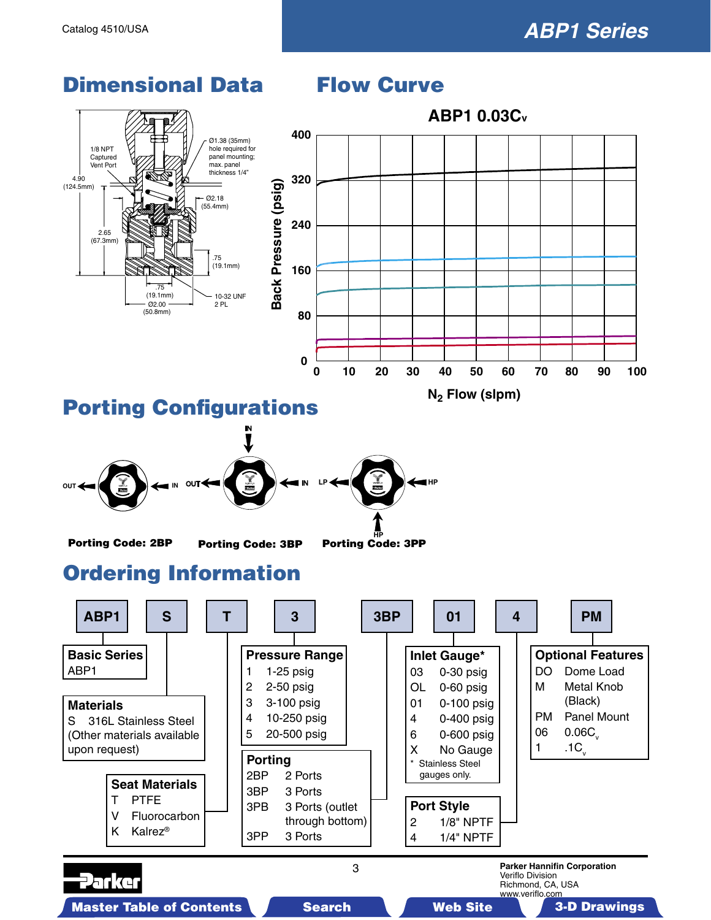## Dimensional Data

1/8 NPT Captured Vent Port

Ø1.38 (35mm) hole required for panel mounting; max. panel thickness 1/4"

4.90 (124.5mm)

Ø2.18 (55.4mm)

2.65 (67.3mm)

.75 (19.1mm)

.75 (19.1mm)

Ø2.00 (50.8mm)

10-32 UNF 2 PL

## Flow Curve

**ABP1 0.03Cv**

Back Pressure (psig): 0, 80, 160, 240, 320, 400

$N_2$ Flow (slpm): 0, 10, 20, 30, 40, 50, 60, 70, 80, 90, 100

## Porting Configurations

| Porting Code: 2BP | Porting Code: 3BP | Porting Code: 3PP |
|---|---|---|
| OUT ← ← IN | IN (top); OUT ← ← IN | LP ← ← HP; HP (bottom) |

## Ordering Information

| ABP1 | S | T | 3 | 3BP | 01 | 4 | PM |
|---|---|---|---|---|---|---|---|

**Basic Series**
ABP1

**Materials**
S 316L Stainless Steel
(Other materials available upon request)

**Seat Materials**
T PTFE
V Fluorocarbon
K Kalrez®

**Pressure Range**
1 1-25 psig
2 2-50 psig
3 3-100 psig
4 10-250 psig
5 20-500 psig

**Porting**
2BP 2 Ports
3BP 3 Ports
3PB 3 Ports (outlet through bottom)
3PP 3 Ports

**Inlet Gauge***
03 0-30 psig
OL 0-60 psig
01 0-100 psig
4 0-400 psig
6 0-600 psig
X No Gauge
* Stainless Steel gauges only.

**Port Style**
2 1/8" NPTF
4 1/4" NPTF

**Optional Features**
DO Dome Load
M Metal Knob (Black)
PM Panel Mount
06 0.06$C_v$
1 .1$C_v$

Parker Hannifin Corporation
Veriflo Division
Richmond, CA, USA
www.veriflo.com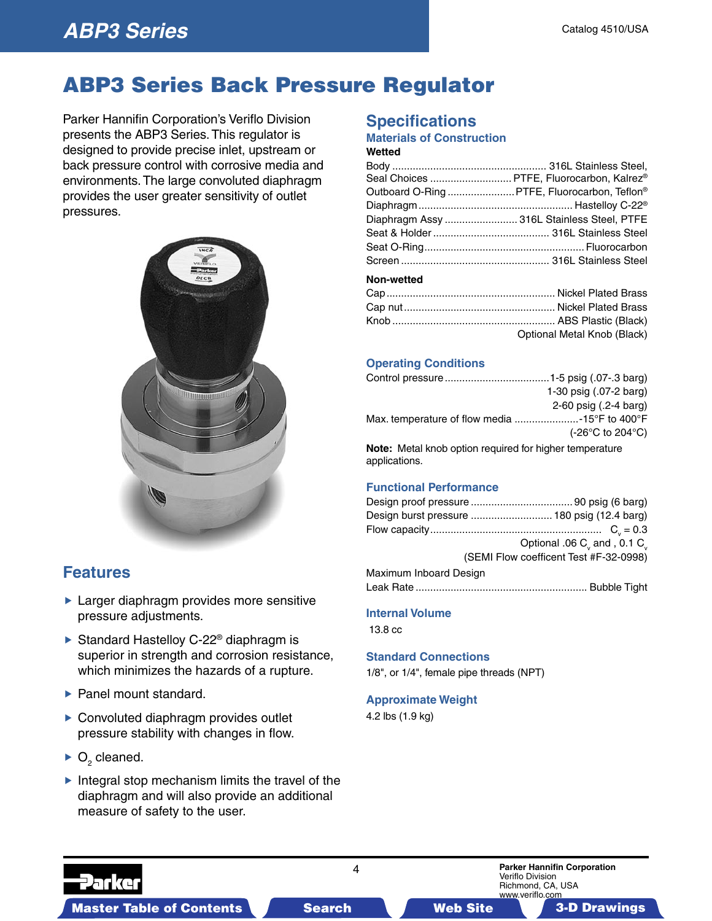# ABP3 Series Back Pressure Regulator

Parker Hannifin Corporation's Veriflo Division presents the ABP3 Series. This regulator is designed to provide precise inlet, upstream or back pressure control with corrosive media and environments. The large convoluted diaphragm provides the user greater sensitivity of outlet pressures.

## Features

- Larger diaphragm provides more sensitive pressure adjustments.
- Standard Hastelloy C-22® diaphragm is superior in strength and corrosion resistance, which minimizes the hazards of a rupture.
- Panel mount standard.
- Convoluted diaphragm provides outlet pressure stability with changes in flow.
- $O_2$ cleaned.
- Integral stop mechanism limits the travel of the diaphragm and will also provide an additional measure of safety to the user.

## Specifications

### Materials of Construction

**Wetted**

Body .......... 316L Stainless Steel,
Seal Choices .......... PTFE, Fluorocarbon, Kalrez®
Outboard O-Ring .......... PTFE, Fluorocarbon, Teflon®
Diaphragm .......... Hastelloy C-22®
Diaphragm Assy .......... 316L Stainless Steel, PTFE
Seat & Holder .......... 316L Stainless Steel
Seat O-Ring .......... Fluorocarbon
Screen .......... 316L Stainless Steel

**Non-wetted**

Cap .......... Nickel Plated Brass
Cap nut .......... Nickel Plated Brass
Knob .......... ABS Plastic (Black)
Optional Metal Knob (Black)

### Operating Conditions

Control pressure .......... 1-5 psig (.07-.3 barg)
1-30 psig (.07-2 barg)
2-60 psig (.2-4 barg)
Max. temperature of flow media .......... -15°F to 400°F
(-26°C to 204°C)

**Note:** Metal knob option required for higher temperature applications.

### Functional Performance

Design proof pressure .......... 90 psig (6 barg)
Design burst pressure .......... 180 psig (12.4 barg)
Flow capacity .......... $C_v = 0.3$
Optional .06 $C_v$ and , 0.1 $C_v$
(SEMI Flow coefficent Test #F-32-0998)

Maximum Inboard Design
Leak Rate .......... Bubble Tight

### Internal Volume

13.8 cc

### Standard Connections

1/8", or 1/4", female pipe threads (NPT)

### Approximate Weight

4.2 lbs (1.9 kg)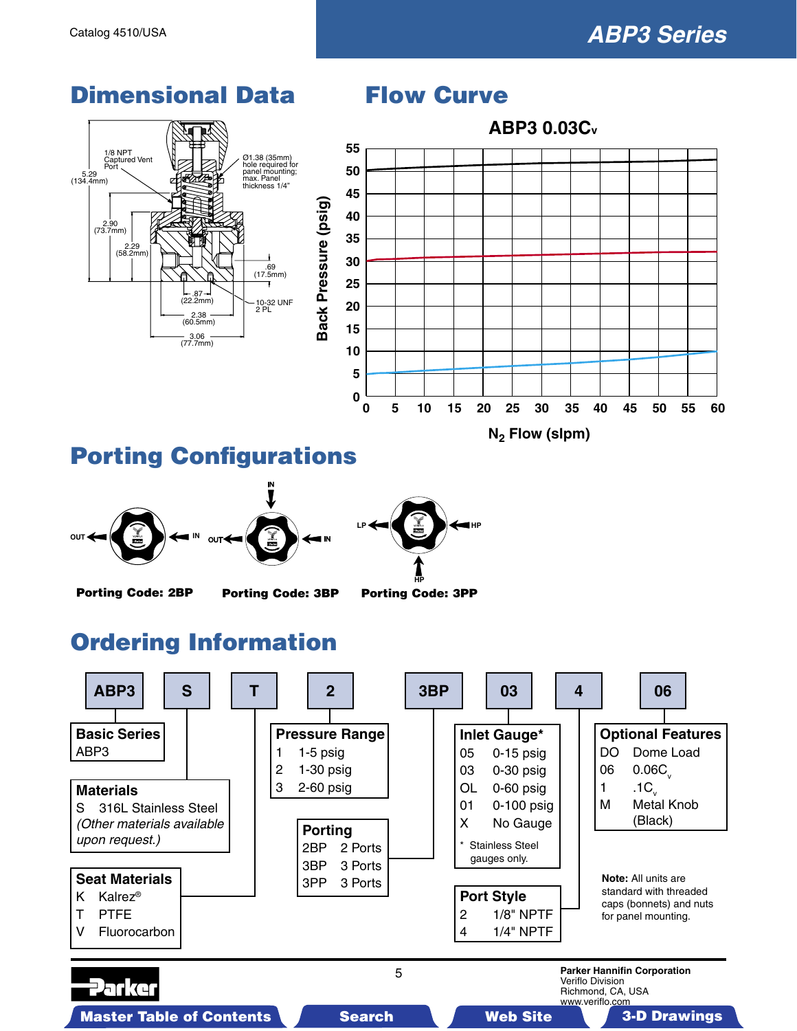## Dimensional Data

1/8 NPT Captured Vent Port

5.29 (134.4mm)

Ø1.38 (35mm) hole required for panel mounting; max. Panel thickness 1/4"

2.90 (73.7mm)

2.29 (58.2mm)

.69 (17.5mm)

.87 (22.2mm)

10-32 UNF 2 PL

2.38 (60.5mm)

3.06 (77.7mm)

## Flow Curve

**ABP3 0.03C$_v$**

Back Pressure (psig)

$N_2$ Flow (slpm)

## Porting Configurations

Porting Code: 2BP — OUT / IN

Porting Code: 3BP — OUT / IN / IN

Porting Code: 3PP — LP / HP / HP

## Ordering Information

| ABP3 | S | T | 2 | 3BP | 03 | 4 | 06 |
|---|---|---|---|---|---|---|---|

**Basic Series**
ABP3

**Materials**
S 316L Stainless Steel
*(Other materials available upon request.)*

**Seat Materials**
K Kalrez®
T PTFE
V Fluorocarbon

**Pressure Range**
1 1-5 psig
2 1-30 psig
3 2-60 psig

**Porting**
2BP 2 Ports
3BP 3 Ports
3PP 3 Ports

**Inlet Gauge***
05 0-15 psig
03 0-30 psig
OL 0-60 psig
01 0-100 psig
X No Gauge

\* Stainless Steel gauges only.

**Port Style**
2 1/8" NPTF
4 1/4" NPTF

**Optional Features**
DO Dome Load
06 0.06C$_v$
1 .1C$_v$
M Metal Knob (Black)

**Note:** All units are standard with threaded caps (bonnets) and nuts for panel mounting.

**Parker Hannifin Corporation**
Veriflo Division
Richmond, CA, USA
www.veriflo.com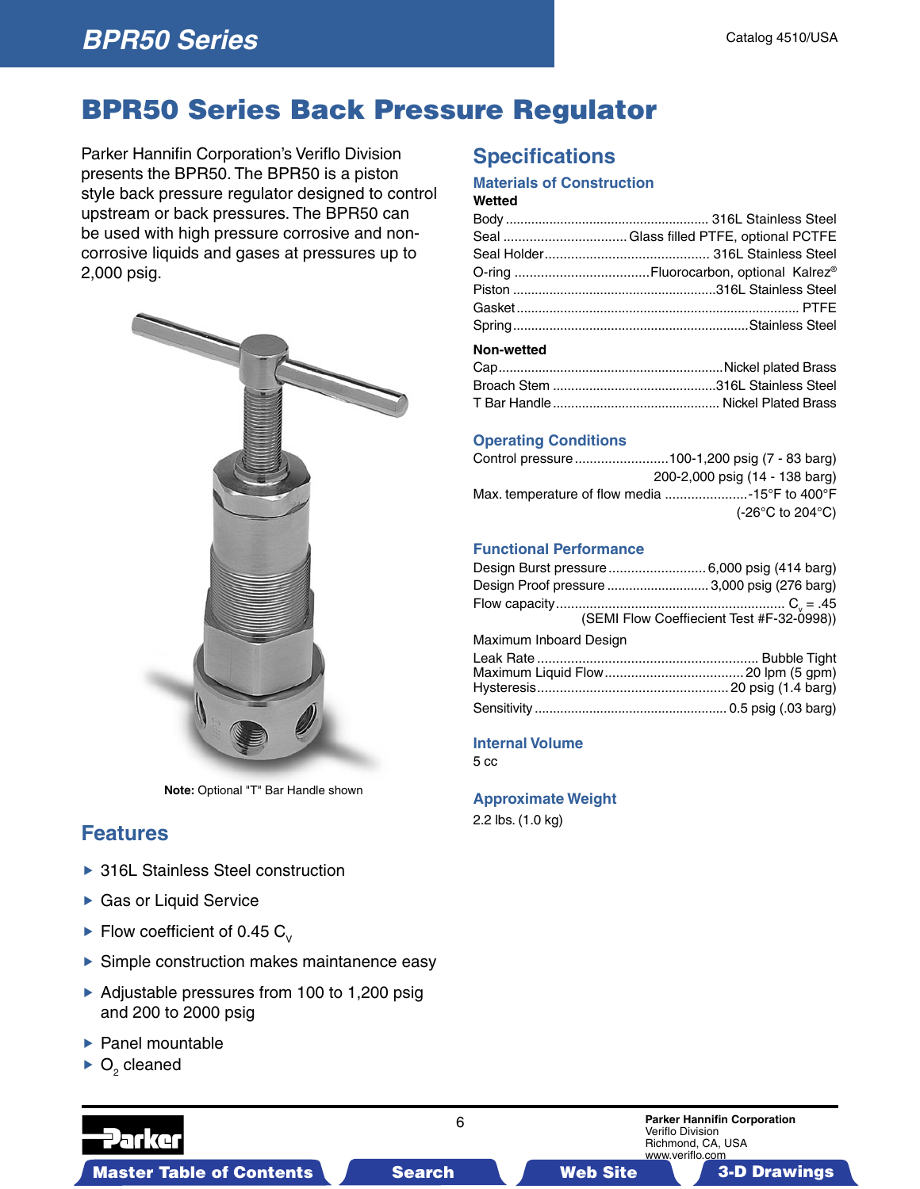# BPR50 Series Back Pressure Regulator

Parker Hannifin Corporation's Veriflo Division presents the BPR50. The BPR50 is a piston style back pressure regulator designed to control upstream or back pressures. The BPR50 can be used with high pressure corrosive and non-corrosive liquids and gases at pressures up to 2,000 psig.

**Note:** Optional "T" Bar Handle shown

## Features

- 316L Stainless Steel construction
- Gas or Liquid Service
- Flow coefficient of 0.45 $C_v$
- Simple construction makes maintanence easy
- Adjustable pressures from 100 to 1,200 psig and 200 to 2000 psig
- Panel mountable
- $O_2$ cleaned

## Specifications

### Materials of Construction

**Wetted**

- Body ........ 316L Stainless Steel
- Seal ........ Glass filled PTFE, optional PCTFE
- Seal Holder ........ 316L Stainless Steel
- O-ring ........ Fluorocarbon, optional Kalrez®
- Piston ........ 316L Stainless Steel
- Gasket ........ PTFE
- Spring ........ Stainless Steel

**Non-wetted**

- Cap ........ Nickel plated Brass
- Broach Stem ........ 316L Stainless Steel
- T Bar Handle ........ Nickel Plated Brass

### Operating Conditions

- Control pressure ........ 100-1,200 psig (7 - 83 barg)
  200-2,000 psig (14 - 138 barg)
- Max. temperature of flow media ........ -15°F to 400°F
  (-26°C to 204°C)

### Functional Performance

- Design Burst pressure ........ 6,000 psig (414 barg)
- Design Proof pressure ........ 3,000 psig (276 barg)
- Flow capacity ........ $C_v$ = .45
  (SEMI Flow Coeffiecient Test #F-32-0998))

Maximum Inboard Design

- Leak Rate ........ Bubble Tight
- Maximum Liquid Flow ........ 20 lpm (5 gpm)
- Hysteresis ........ 20 psig (1.4 barg)
- Sensitivity ........ 0.5 psig (.03 barg)

### Internal Volume

5 cc

### Approximate Weight

2.2 lbs. (1.0 kg)

**Parker Hannifin Corporation**
Veriflo Division
Richmond, CA, USA
www.veriflo.com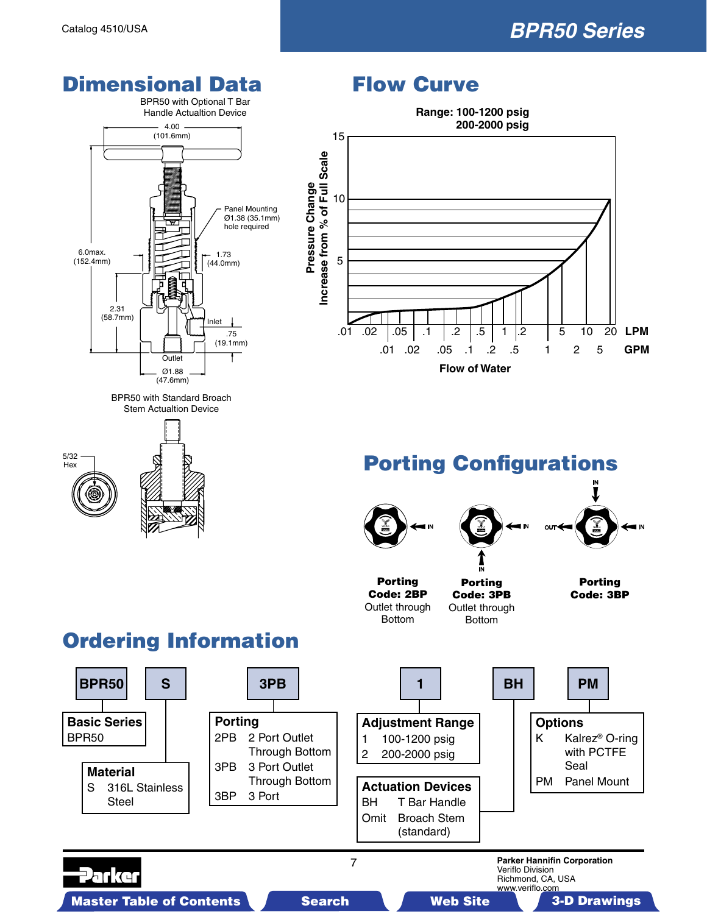## Dimensional Data

BPR50 with Optional T Bar Handle Actualtion Device

4.00 (101.6mm)

Panel Mounting Ø1.38 (35.1mm) hole required

6.0max. (152.4mm)

1.73 (44.0mm)

2.31 (58.7mm)

Inlet

.75 (19.1mm)

Outlet

Ø1.88 (47.6mm)

BPR50 with Standard Broach Stem Actualtion Device

5/32 Hex

## Flow Curve

**Range: 100-1200 psig**
**200-2000 psig**

Pressure Change Increase from % of Full Scale

LPM: .01 .02 .05 .1 .2 .5 1 2 5 10 20

GPM: .01 .02 .05 .1 .2 .5 1 2 5

**Flow of Water**

## Porting Configurations

**Porting Code: 2BP** Outlet through Bottom

**Porting Code: 3PB** Outlet through Bottom

**Porting Code: 3BP**

## Ordering Information

**BPR50** – **S** – **3PB** – **1** – **BH** – **PM**

**Basic Series**
BPR50

**Material**
S 316L Stainless Steel

**Porting**

| Code | Description |
|---|---|
| 2PB | 2 Port Outlet Through Bottom |
| 3PB | 3 Port Outlet Through Bottom |
| 3BP | 3 Port |

**Adjustment Range**

| Code | Range |
|---|---|
| 1 | 100-1200 psig |
| 2 | 200-2000 psig |

**Actuation Devices**

| Code | Description |
|---|---|
| BH | T Bar Handle |
| Omit | Broach Stem (standard) |

**Options**

| Code | Description |
|---|---|
| K | Kalrez® O-ring with PCTFE Seal |
| PM | Panel Mount |

Parker Hannifin Corporation
Veriflo Division
Richmond, CA, USA
www.veriflo.com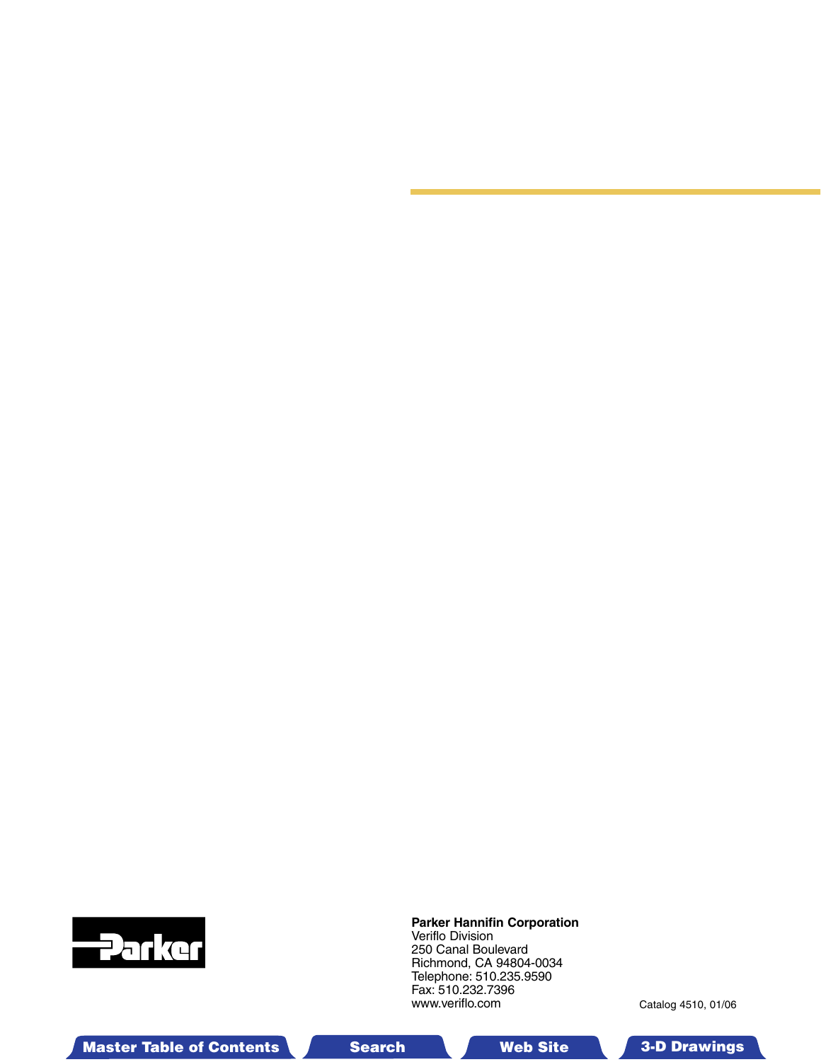**Parker Hannifin Corporation**
Veriflo Division
250 Canal Boulevard
Richmond, CA 94804-0034
Telephone: 510.235.9590
Fax: 510.232.7396
www.veriflo.com

Catalog 4510, 01/06

Master Table of Contents | Search | Web Site | 3-D Drawings